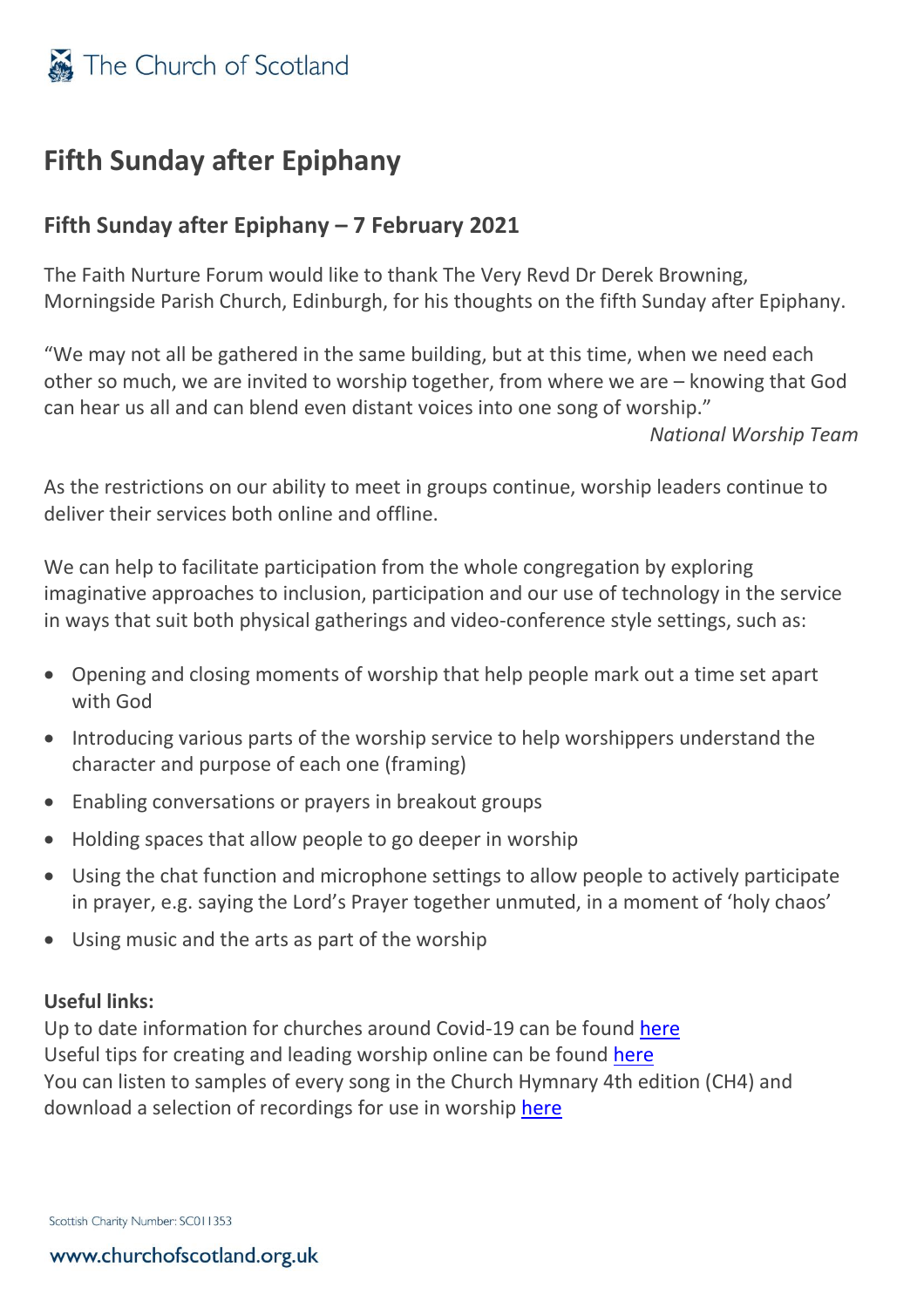The Church of Scotland

# Fifth Sunday after Epiphany

## Fifth Sunday after Epiphany – 7 February 2021

The Faith Nurture Forum would like to thank The Very Revd Dr Derek Browning, Morningside Parish Church, Edinburgh, for his thoughts on the fifth Sunday after Epiphany.

"We may not all be gathered in the same building, but at this time, when we need each other so much, we are invited to worship together, from where we are – knowing that God can hear us all and can blend even distant voices into one song of worship."

*National Worship Team*

As the restrictions on our ability to meet in groups continue, worship leaders continue to deliver their services both online and offline.

We can help to facilitate participation from the whole congregation by exploring imaginative approaches to inclusion, participation and our use of technology in the service in ways that suit both physical gatherings and video-conference style settings, such as:

- Opening and closing moments of worship that help people mark out a time set apart with God
- Introducing various parts of the worship service to help worshippers understand the character and purpose of each one (framing)
- Enabling conversations or prayers in breakout groups
- Holding spaces that allow people to go deeper in worship
- Using the chat function and microphone settings to allow people to actively participate in prayer, e.g. saying the Lord's Prayer together unmuted, in a moment of 'holy chaos'
- Using music and the arts as part of the worship

**Useful links:**
Up to date information for churches around Covid-19 can be found here
Useful tips for creating and leading worship online can be found here
You can listen to samples of every song in the Church Hymnary 4th edition (CH4) and download a selection of recordings for use in worship here

Scottish Charity Number: SC011353

www.churchofscotland.org.uk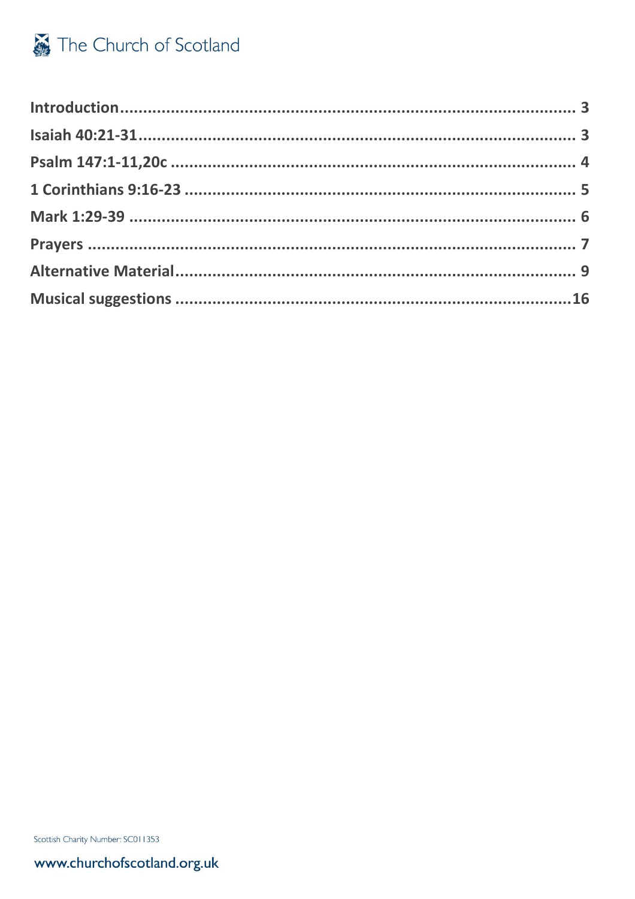| | |
|---|---|
| **Introduction** | **3** |
| **Isaiah 40:21-31** | **3** |
| **Psalm 147:1-11,20c** | **4** |
| **1 Corinthians 9:16-23** | **5** |
| **Mark 1:29-39** | **6** |
| **Prayers** | **7** |
| **Alternative Material** | **9** |
| **Musical suggestions** | **16** |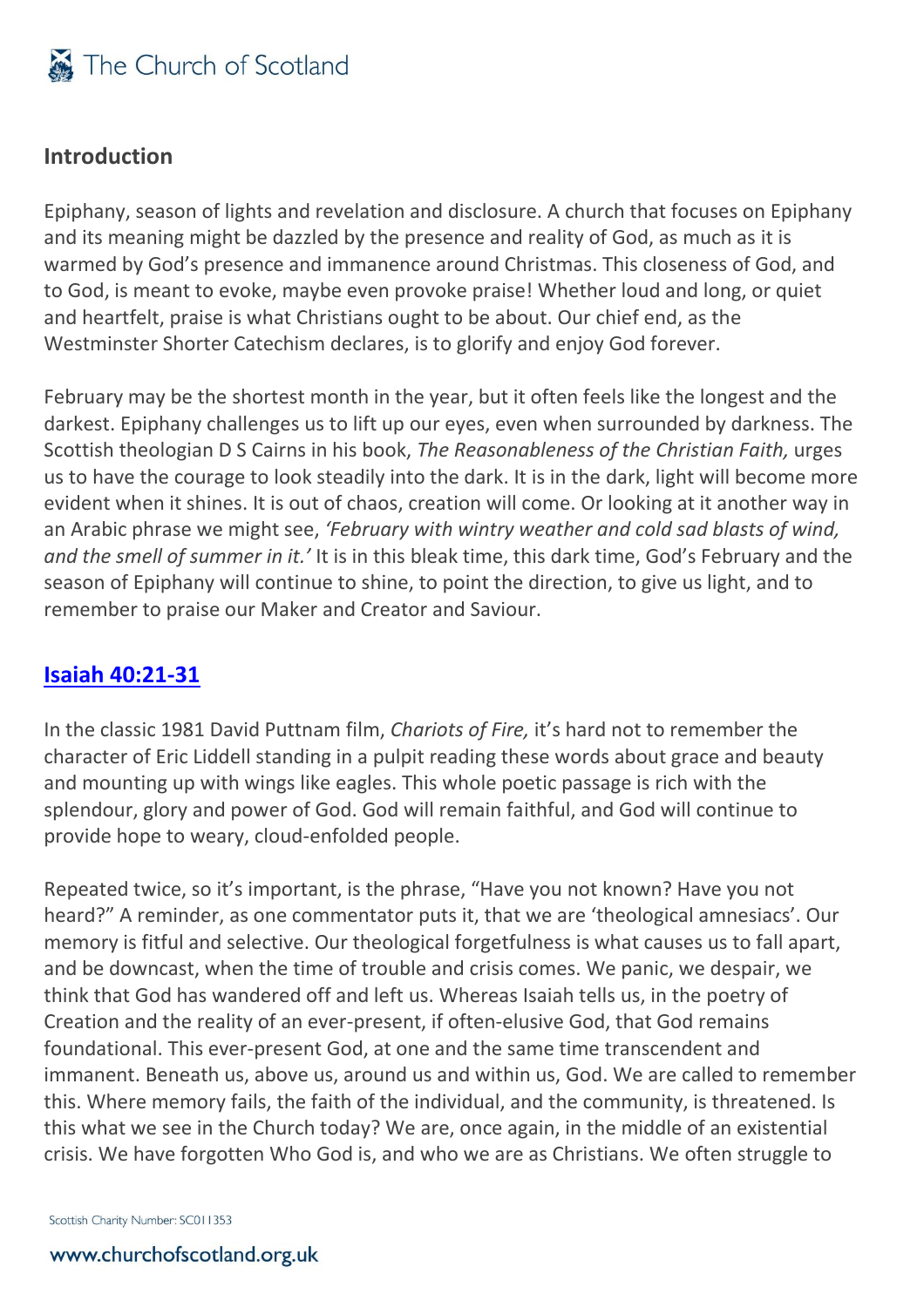## Introduction

Epiphany, season of lights and revelation and disclosure. A church that focuses on Epiphany and its meaning might be dazzled by the presence and reality of God, as much as it is warmed by God's presence and immanence around Christmas. This closeness of God, and to God, is meant to evoke, maybe even provoke praise! Whether loud and long, or quiet and heartfelt, praise is what Christians ought to be about. Our chief end, as the Westminster Shorter Catechism declares, is to glorify and enjoy God forever.

February may be the shortest month in the year, but it often feels like the longest and the darkest. Epiphany challenges us to lift up our eyes, even when surrounded by darkness. The Scottish theologian D S Cairns in his book, *The Reasonableness of the Christian Faith,* urges us to have the courage to look steadily into the dark. It is in the dark, light will become more evident when it shines. It is out of chaos, creation will come. Or looking at it another way in an Arabic phrase we might see, *'February with wintry weather and cold sad blasts of wind, and the smell of summer in it.'* It is in this bleak time, this dark time, God's February and the season of Epiphany will continue to shine, to point the direction, to give us light, and to remember to praise our Maker and Creator and Saviour.

## Isaiah 40:21-31

In the classic 1981 David Puttnam film, *Chariots of Fire,* it's hard not to remember the character of Eric Liddell standing in a pulpit reading these words about grace and beauty and mounting up with wings like eagles. This whole poetic passage is rich with the splendour, glory and power of God. God will remain faithful, and God will continue to provide hope to weary, cloud-enfolded people.

Repeated twice, so it's important, is the phrase, "Have you not known? Have you not heard?" A reminder, as one commentator puts it, that we are 'theological amnesiacs'. Our memory is fitful and selective. Our theological forgetfulness is what causes us to fall apart, and be downcast, when the time of trouble and crisis comes. We panic, we despair, we think that God has wandered off and left us. Whereas Isaiah tells us, in the poetry of Creation and the reality of an ever-present, if often-elusive God, that God remains foundational. This ever-present God, at one and the same time transcendent and immanent. Beneath us, above us, around us and within us, God. We are called to remember this. Where memory fails, the faith of the individual, and the community, is threatened. Is this what we see in the Church today? We are, once again, in the middle of an existential crisis. We have forgotten Who God is, and who we are as Christians. We often struggle to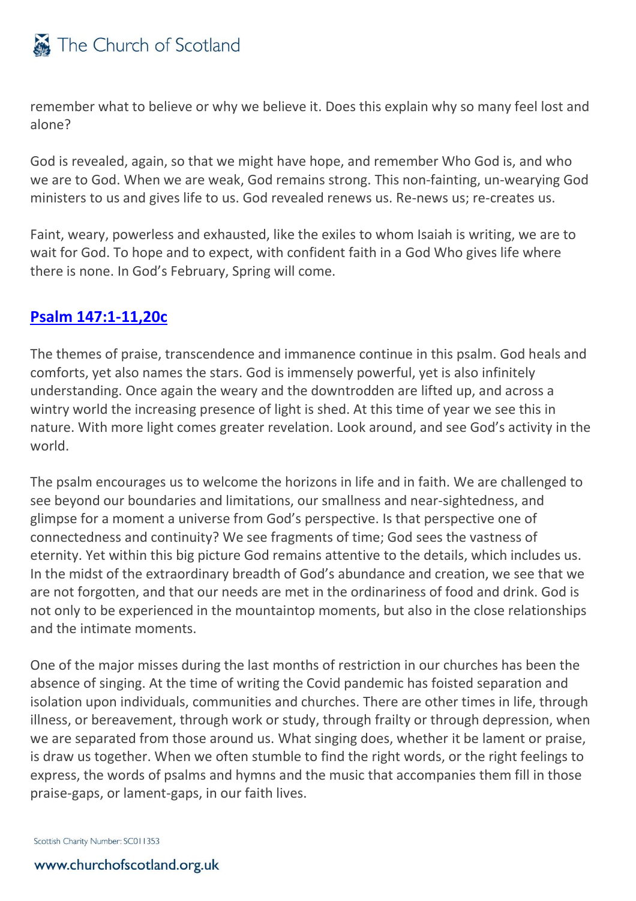remember what to believe or why we believe it. Does this explain why so many feel lost and alone?

God is revealed, again, so that we might have hope, and remember Who God is, and who we are to God. When we are weak, God remains strong. This non-fainting, un-wearying God ministers to us and gives life to us. God revealed renews us. Re-news us; re-creates us.

Faint, weary, powerless and exhausted, like the exiles to whom Isaiah is writing, we are to wait for God. To hope and to expect, with confident faith in a God Who gives life where there is none. In God's February, Spring will come.

## Psalm 147:1-11,20c

The themes of praise, transcendence and immanence continue in this psalm. God heals and comforts, yet also names the stars. God is immensely powerful, yet is also infinitely understanding. Once again the weary and the downtrodden are lifted up, and across a wintry world the increasing presence of light is shed. At this time of year we see this in nature. With more light comes greater revelation. Look around, and see God's activity in the world.

The psalm encourages us to welcome the horizons in life and in faith. We are challenged to see beyond our boundaries and limitations, our smallness and near-sightedness, and glimpse for a moment a universe from God's perspective. Is that perspective one of connectedness and continuity? We see fragments of time; God sees the vastness of eternity. Yet within this big picture God remains attentive to the details, which includes us. In the midst of the extraordinary breadth of God's abundance and creation, we see that we are not forgotten, and that our needs are met in the ordinariness of food and drink. God is not only to be experienced in the mountaintop moments, but also in the close relationships and the intimate moments.

One of the major misses during the last months of restriction in our churches has been the absence of singing. At the time of writing the Covid pandemic has foisted separation and isolation upon individuals, communities and churches. There are other times in life, through illness, or bereavement, through work or study, through frailty or through depression, when we are separated from those around us. What singing does, whether it be lament or praise, is draw us together. When we often stumble to find the right words, or the right feelings to express, the words of psalms and hymns and the music that accompanies them fill in those praise-gaps, or lament-gaps, in our faith lives.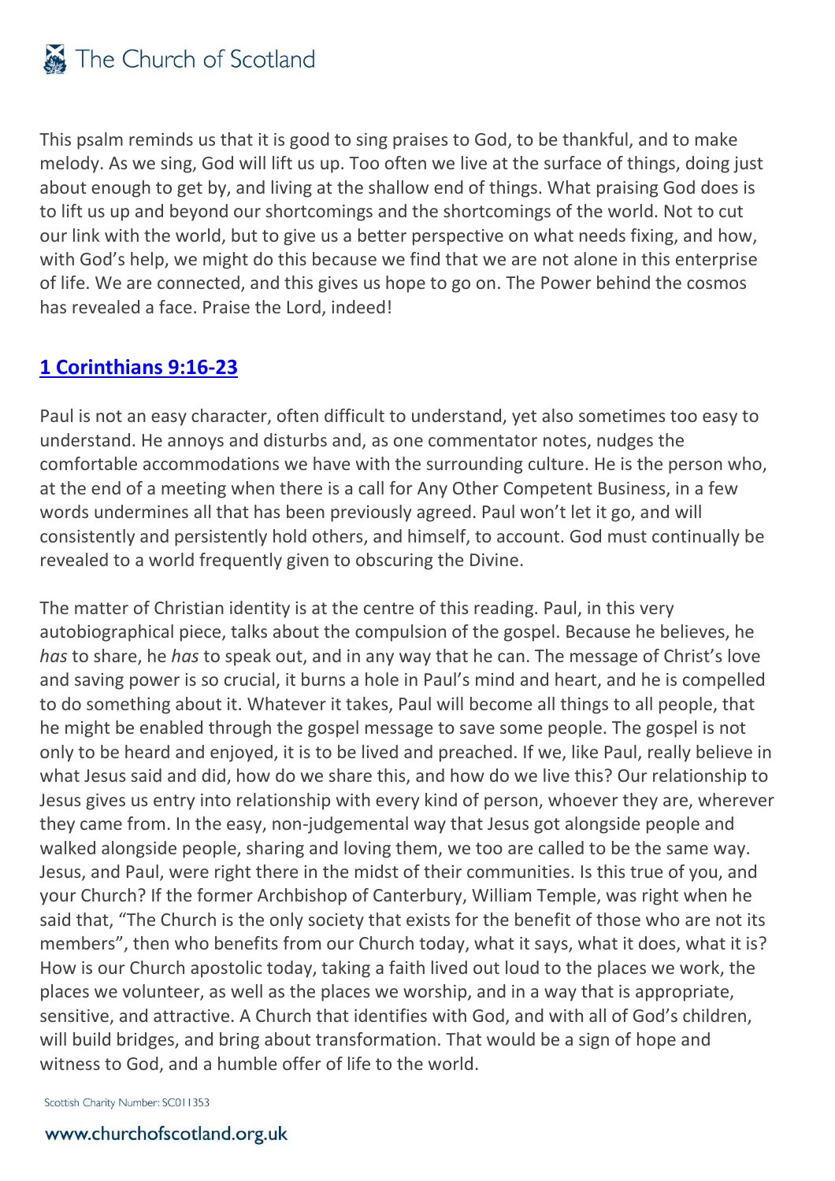This psalm reminds us that it is good to sing praises to God, to be thankful, and to make melody. As we sing, God will lift us up. Too often we live at the surface of things, doing just about enough to get by, and living at the shallow end of things. What praising God does is to lift us up and beyond our shortcomings and the shortcomings of the world. Not to cut our link with the world, but to give us a better perspective on what needs fixing, and how, with God's help, we might do this because we find that we are not alone in this enterprise of life. We are connected, and this gives us hope to go on. The Power behind the cosmos has revealed a face. Praise the Lord, indeed!

## 1 Corinthians 9:16-23

Paul is not an easy character, often difficult to understand, yet also sometimes too easy to understand. He annoys and disturbs and, as one commentator notes, nudges the comfortable accommodations we have with the surrounding culture. He is the person who, at the end of a meeting when there is a call for Any Other Competent Business, in a few words undermines all that has been previously agreed. Paul won't let it go, and will consistently and persistently hold others, and himself, to account. God must continually be revealed to a world frequently given to obscuring the Divine.

The matter of Christian identity is at the centre of this reading. Paul, in this very autobiographical piece, talks about the compulsion of the gospel. Because he believes, he *has* to share, he *has* to speak out, and in any way that he can. The message of Christ's love and saving power is so crucial, it burns a hole in Paul's mind and heart, and he is compelled to do something about it. Whatever it takes, Paul will become all things to all people, that he might be enabled through the gospel message to save some people. The gospel is not only to be heard and enjoyed, it is to be lived and preached. If we, like Paul, really believe in what Jesus said and did, how do we share this, and how do we live this? Our relationship to Jesus gives us entry into relationship with every kind of person, whoever they are, wherever they came from. In the easy, non-judgemental way that Jesus got alongside people and walked alongside people, sharing and loving them, we too are called to be the same way. Jesus, and Paul, were right there in the midst of their communities. Is this true of you, and your Church? If the former Archbishop of Canterbury, William Temple, was right when he said that, "The Church is the only society that exists for the benefit of those who are not its members", then who benefits from our Church today, what it says, what it does, what it is? How is our Church apostolic today, taking a faith lived out loud to the places we work, the places we volunteer, as well as the places we worship, and in a way that is appropriate, sensitive, and attractive. A Church that identifies with God, and with all of God's children, will build bridges, and bring about transformation. That would be a sign of hope and witness to God, and a humble offer of life to the world.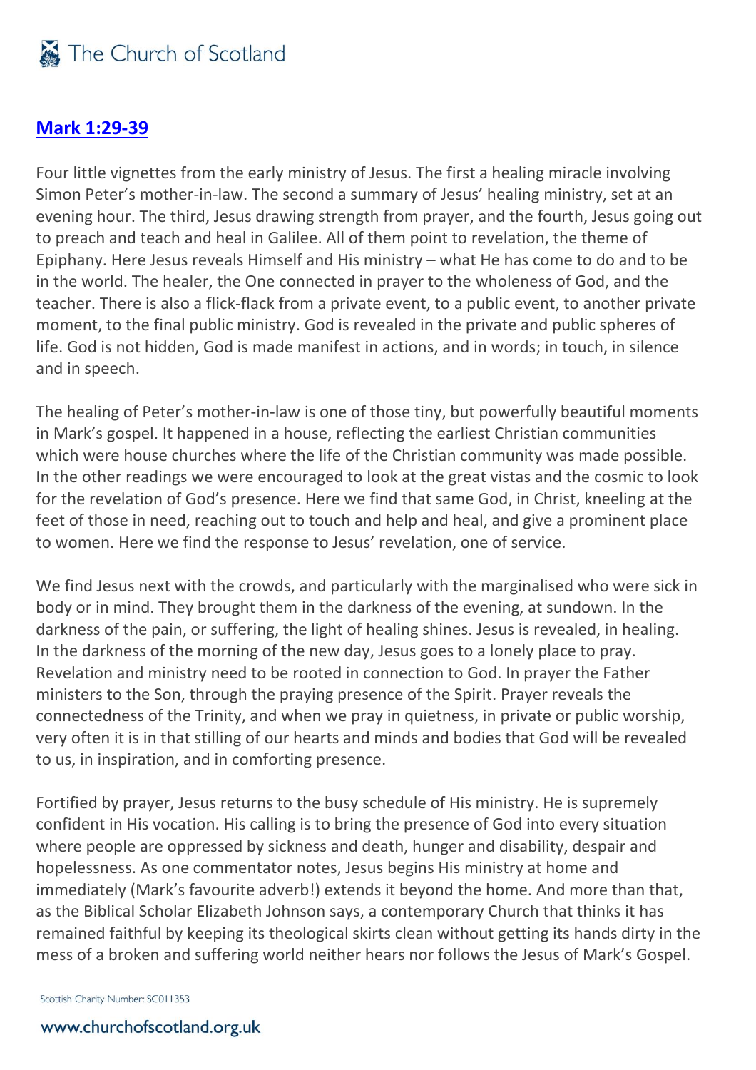## [Mark 1:29-39](#)

Four little vignettes from the early ministry of Jesus. The first a healing miracle involving Simon Peter's mother-in-law. The second a summary of Jesus' healing ministry, set at an evening hour. The third, Jesus drawing strength from prayer, and the fourth, Jesus going out to preach and teach and heal in Galilee. All of them point to revelation, the theme of Epiphany. Here Jesus reveals Himself and His ministry – what He has come to do and to be in the world. The healer, the One connected in prayer to the wholeness of God, and the teacher. There is also a flick-flack from a private event, to a public event, to another private moment, to the final public ministry. God is revealed in the private and public spheres of life. God is not hidden, God is made manifest in actions, and in words; in touch, in silence and in speech.

The healing of Peter's mother-in-law is one of those tiny, but powerfully beautiful moments in Mark's gospel. It happened in a house, reflecting the earliest Christian communities which were house churches where the life of the Christian community was made possible. In the other readings we were encouraged to look at the great vistas and the cosmic to look for the revelation of God's presence. Here we find that same God, in Christ, kneeling at the feet of those in need, reaching out to touch and help and heal, and give a prominent place to women. Here we find the response to Jesus' revelation, one of service.

We find Jesus next with the crowds, and particularly with the marginalised who were sick in body or in mind. They brought them in the darkness of the evening, at sundown. In the darkness of the pain, or suffering, the light of healing shines. Jesus is revealed, in healing. In the darkness of the morning of the new day, Jesus goes to a lonely place to pray. Revelation and ministry need to be rooted in connection to God. In prayer the Father ministers to the Son, through the praying presence of the Spirit. Prayer reveals the connectedness of the Trinity, and when we pray in quietness, in private or public worship, very often it is in that stilling of our hearts and minds and bodies that God will be revealed to us, in inspiration, and in comforting presence.

Fortified by prayer, Jesus returns to the busy schedule of His ministry. He is supremely confident in His vocation. His calling is to bring the presence of God into every situation where people are oppressed by sickness and death, hunger and disability, despair and hopelessness. As one commentator notes, Jesus begins His ministry at home and immediately (Mark's favourite adverb!) extends it beyond the home. And more than that, as the Biblical Scholar Elizabeth Johnson says, a contemporary Church that thinks it has remained faithful by keeping its theological skirts clean without getting its hands dirty in the mess of a broken and suffering world neither hears nor follows the Jesus of Mark's Gospel.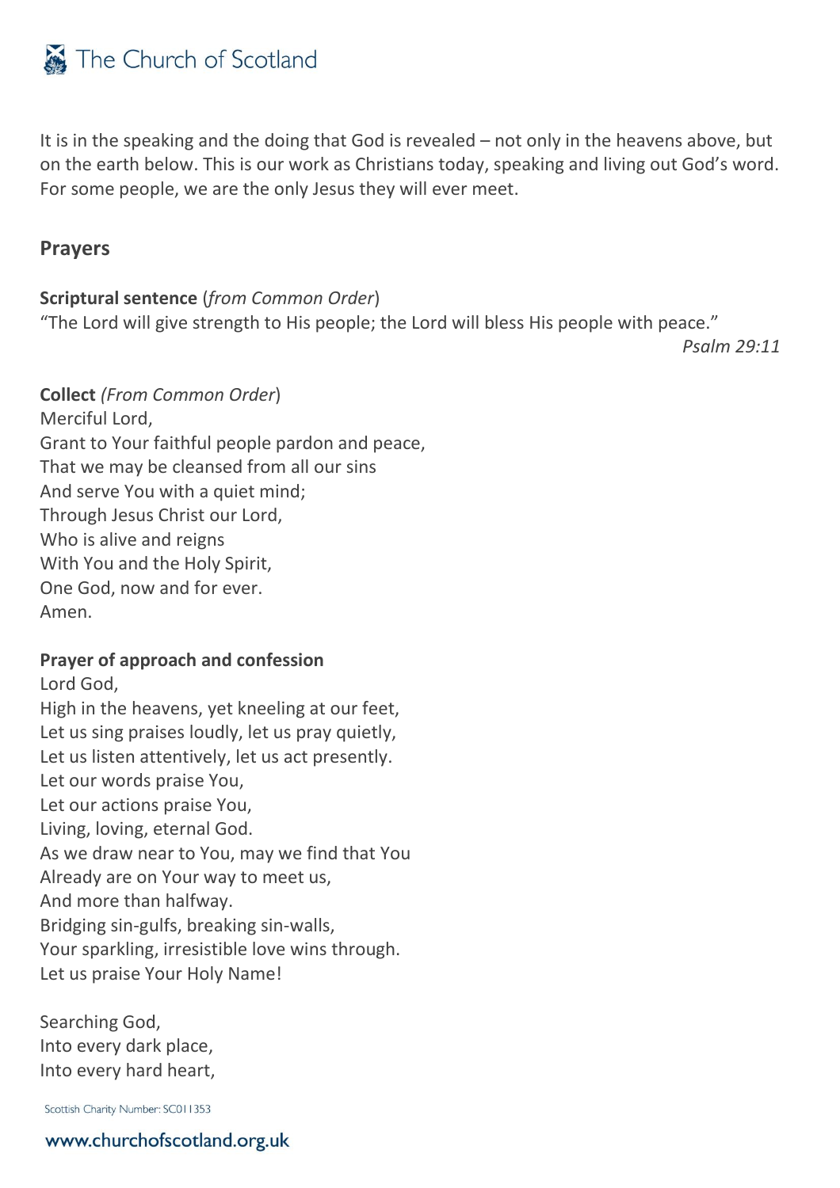It is in the speaking and the doing that God is revealed – not only in the heavens above, but on the earth below. This is our work as Christians today, speaking and living out God's word. For some people, we are the only Jesus they will ever meet.

## Prayers

**Scriptural sentence** (*from Common Order*)
"The Lord will give strength to His people; the Lord will bless His people with peace."
*Psalm 29:11*

**Collect** *(From Common Order*)
Merciful Lord,
Grant to Your faithful people pardon and peace,
That we may be cleansed from all our sins
And serve You with a quiet mind;
Through Jesus Christ our Lord,
Who is alive and reigns
With You and the Holy Spirit,
One God, now and for ever.
Amen.

**Prayer of approach and confession**
Lord God,
High in the heavens, yet kneeling at our feet,
Let us sing praises loudly, let us pray quietly,
Let us listen attentively, let us act presently.
Let our words praise You,
Let our actions praise You,
Living, loving, eternal God.
As we draw near to You, may we find that You
Already are on Your way to meet us,
And more than halfway.
Bridging sin-gulfs, breaking sin-walls,
Your sparkling, irresistible love wins through.
Let us praise Your Holy Name!

Searching God,
Into every dark place,
Into every hard heart,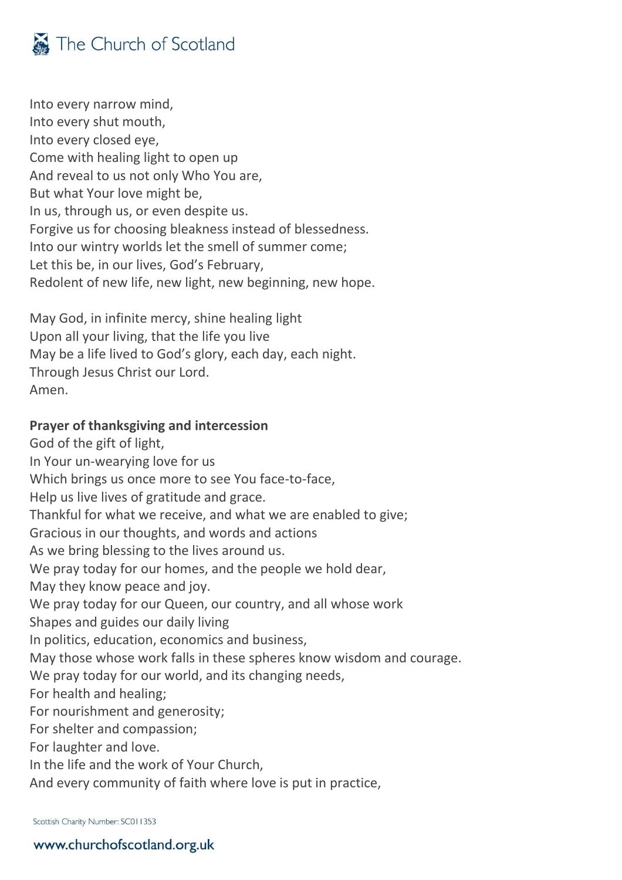Into every narrow mind,  
Into every shut mouth,  
Into every closed eye,  
Come with healing light to open up  
And reveal to us not only Who You are,  
But what Your love might be,  
In us, through us, or even despite us.  
Forgive us for choosing bleakness instead of blessedness.  
Into our wintry worlds let the smell of summer come;  
Let this be, in our lives, God's February,  
Redolent of new life, new light, new beginning, new hope.

May God, in infinite mercy, shine healing light  
Upon all your living, that the life you live  
May be a life lived to God's glory, each day, each night.  
Through Jesus Christ our Lord.  
Amen.

**Prayer of thanksgiving and intercession**

God of the gift of light,  
In Your un-wearying love for us  
Which brings us once more to see You face-to-face,  
Help us live lives of gratitude and grace.  
Thankful for what we receive, and what we are enabled to give;  
Gracious in our thoughts, and words and actions  
As we bring blessing to the lives around us.  
We pray today for our homes, and the people we hold dear,  
May they know peace and joy.  
We pray today for our Queen, our country, and all whose work  
Shapes and guides our daily living  
In politics, education, economics and business,  
May those whose work falls in these spheres know wisdom and courage.  
We pray today for our world, and its changing needs,  
For health and healing;  
For nourishment and generosity;  
For shelter and compassion;  
For laughter and love.  
In the life and the work of Your Church,  
And every community of faith where love is put in practice,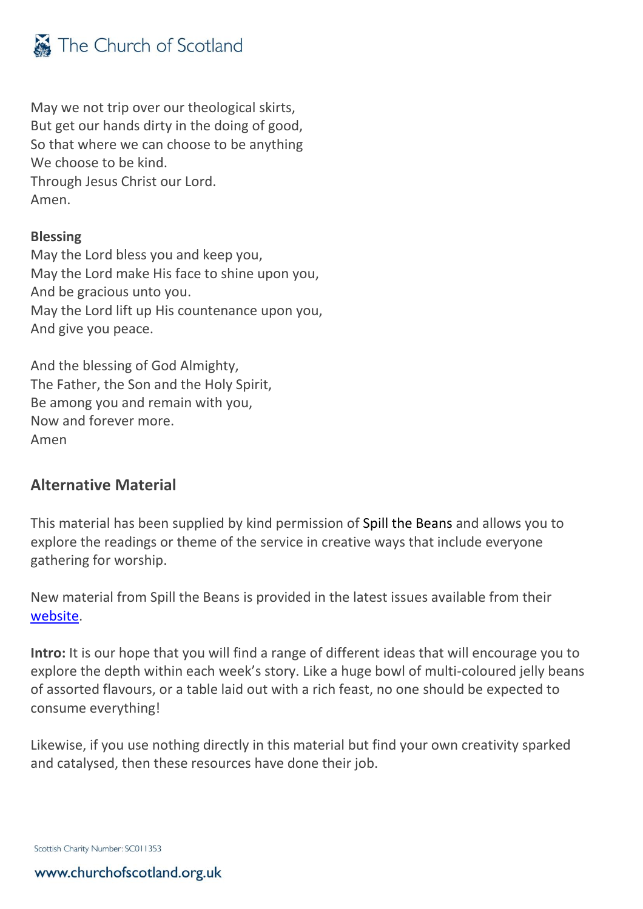May we not trip over our theological skirts,
But get our hands dirty in the doing of good,
So that where we can choose to be anything
We choose to be kind.
Through Jesus Christ our Lord.
Amen.

**Blessing**
May the Lord bless you and keep you,
May the Lord make His face to shine upon you,
And be gracious unto you.
May the Lord lift up His countenance upon you,
And give you peace.

And the blessing of God Almighty,
The Father, the Son and the Holy Spirit,
Be among you and remain with you,
Now and forever more.
Amen

## Alternative Material

This material has been supplied by kind permission of Spill the Beans and allows you to explore the readings or theme of the service in creative ways that include everyone gathering for worship.

New material from Spill the Beans is provided in the latest issues available from their website.

**Intro:** It is our hope that you will find a range of different ideas that will encourage you to explore the depth within each week's story. Like a huge bowl of multi-coloured jelly beans of assorted flavours, or a table laid out with a rich feast, no one should be expected to consume everything!

Likewise, if you use nothing directly in this material but find your own creativity sparked and catalysed, then these resources have done their job.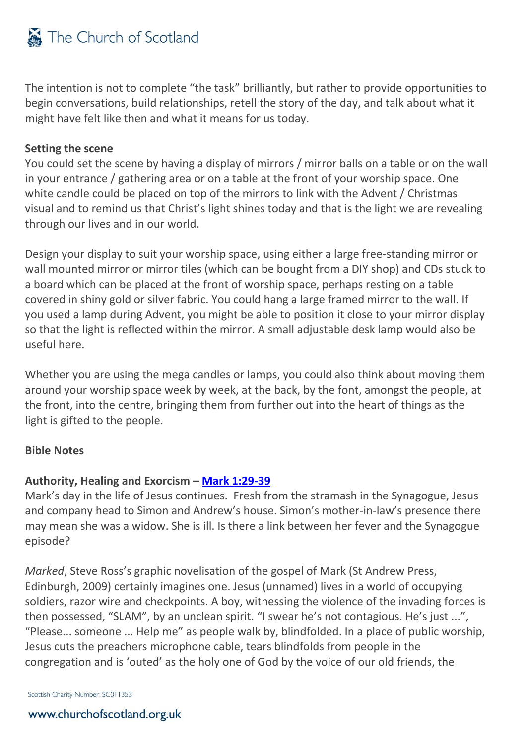The intention is not to complete "the task" brilliantly, but rather to provide opportunities to begin conversations, build relationships, retell the story of the day, and talk about what it might have felt like then and what it means for us today.

**Setting the scene**

You could set the scene by having a display of mirrors / mirror balls on a table or on the wall in your entrance / gathering area or on a table at the front of your worship space. One white candle could be placed on top of the mirrors to link with the Advent / Christmas visual and to remind us that Christ's light shines today and that is the light we are revealing through our lives and in our world.

Design your display to suit your worship space, using either a large free-standing mirror or wall mounted mirror or mirror tiles (which can be bought from a DIY shop) and CDs stuck to a board which can be placed at the front of worship space, perhaps resting on a table covered in shiny gold or silver fabric. You could hang a large framed mirror to the wall. If you used a lamp during Advent, you might be able to position it close to your mirror display so that the light is reflected within the mirror. A small adjustable desk lamp would also be useful here.

Whether you are using the mega candles or lamps, you could also think about moving them around your worship space week by week, at the back, by the font, amongst the people, at the front, into the centre, bringing them from further out into the heart of things as the light is gifted to the people.

**Bible Notes**

**Authority, Healing and Exorcism – [Mark 1:29-39]**

Mark's day in the life of Jesus continues. Fresh from the stramash in the Synagogue, Jesus and company head to Simon and Andrew's house. Simon's mother-in-law's presence there may mean she was a widow. She is ill. Is there a link between her fever and the Synagogue episode?

*Marked*, Steve Ross's graphic novelisation of the gospel of Mark (St Andrew Press, Edinburgh, 2009) certainly imagines one. Jesus (unnamed) lives in a world of occupying soldiers, razor wire and checkpoints. A boy, witnessing the violence of the invading forces is then possessed, "SLAM", by an unclean spirit. "I swear he's not contagious. He's just ...", "Please... someone ... Help me" as people walk by, blindfolded. In a place of public worship, Jesus cuts the preachers microphone cable, tears blindfolds from people in the congregation and is 'outed' as the holy one of God by the voice of our old friends, the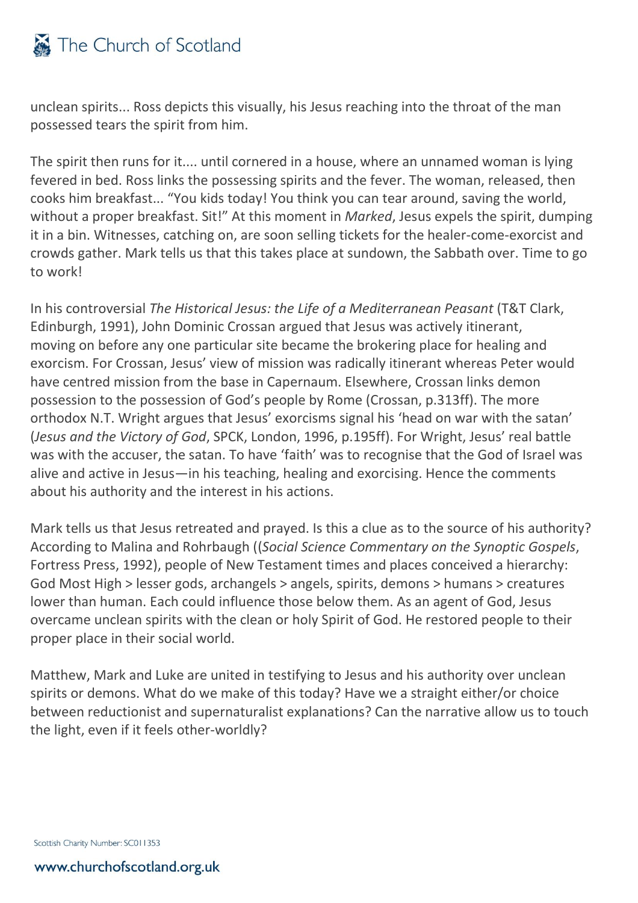unclean spirits... Ross depicts this visually, his Jesus reaching into the throat of the man possessed tears the spirit from him.

The spirit then runs for it.... until cornered in a house, where an unnamed woman is lying fevered in bed. Ross links the possessing spirits and the fever. The woman, released, then cooks him breakfast... "You kids today! You think you can tear around, saving the world, without a proper breakfast. Sit!" At this moment in *Marked*, Jesus expels the spirit, dumping it in a bin. Witnesses, catching on, are soon selling tickets for the healer-come-exorcist and crowds gather. Mark tells us that this takes place at sundown, the Sabbath over. Time to go to work!

In his controversial *The Historical Jesus: the Life of a Mediterranean Peasant* (T&T Clark, Edinburgh, 1991), John Dominic Crossan argued that Jesus was actively itinerant, moving on before any one particular site became the brokering place for healing and exorcism. For Crossan, Jesus' view of mission was radically itinerant whereas Peter would have centred mission from the base in Capernaum. Elsewhere, Crossan links demon possession to the possession of God's people by Rome (Crossan, p.313ff). The more orthodox N.T. Wright argues that Jesus' exorcisms signal his 'head on war with the satan' (*Jesus and the Victory of God*, SPCK, London, 1996, p.195ff). For Wright, Jesus' real battle was with the accuser, the satan. To have 'faith' was to recognise that the God of Israel was alive and active in Jesus—in his teaching, healing and exorcising. Hence the comments about his authority and the interest in his actions.

Mark tells us that Jesus retreated and prayed. Is this a clue as to the source of his authority? According to Malina and Rohrbaugh ((*Social Science Commentary on the Synoptic Gospels*, Fortress Press, 1992), people of New Testament times and places conceived a hierarchy: God Most High > lesser gods, archangels > angels, spirits, demons > humans > creatures lower than human. Each could influence those below them. As an agent of God, Jesus overcame unclean spirits with the clean or holy Spirit of God. He restored people to their proper place in their social world.

Matthew, Mark and Luke are united in testifying to Jesus and his authority over unclean spirits or demons. What do we make of this today? Have we a straight either/or choice between reductionist and supernaturalist explanations? Can the narrative allow us to touch the light, even if it feels other-worldly?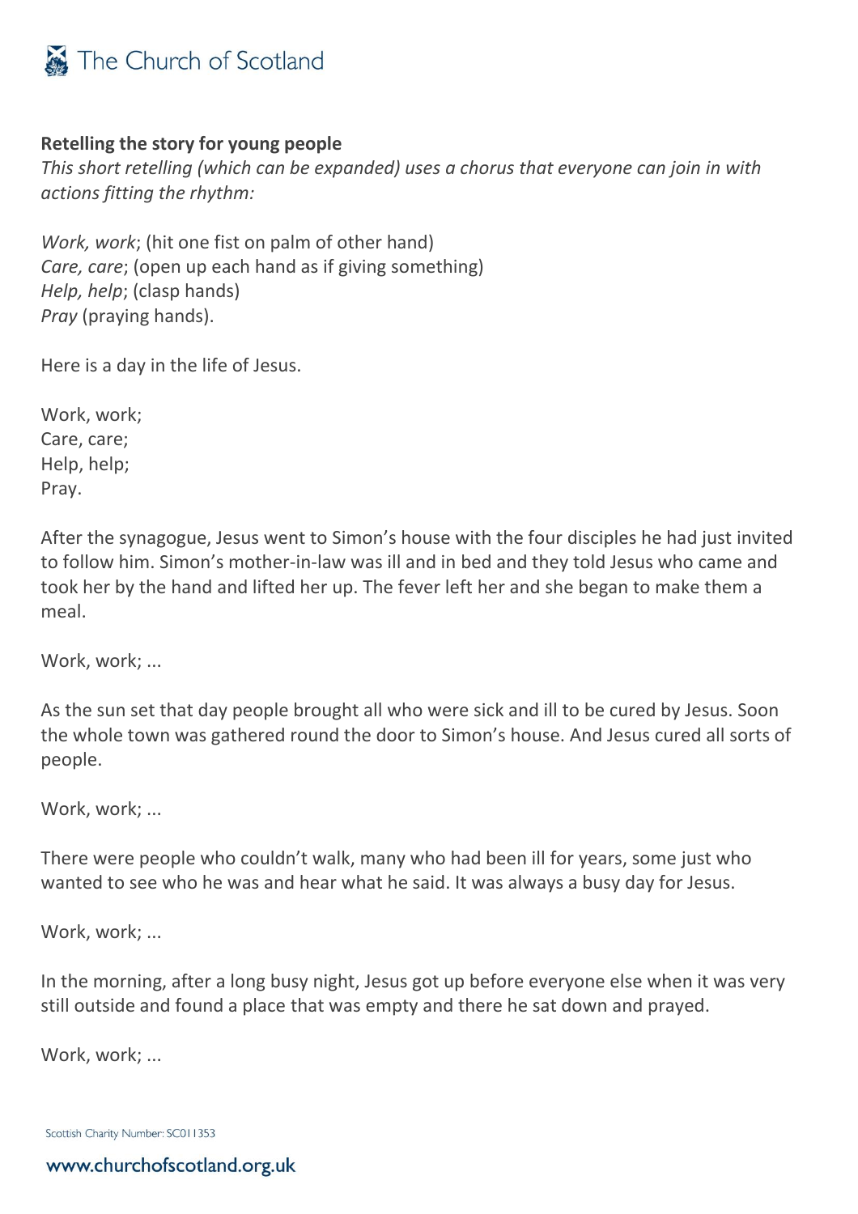**Retelling the story for young people**

*This short retelling (which can be expanded) uses a chorus that everyone can join in with actions fitting the rhythm:*

*Work, work*; (hit one fist on palm of other hand)
*Care, care*; (open up each hand as if giving something)
*Help, help*; (clasp hands)
*Pray* (praying hands).

Here is a day in the life of Jesus.

Work, work;
Care, care;
Help, help;
Pray.

After the synagogue, Jesus went to Simon's house with the four disciples he had just invited to follow him. Simon's mother-in-law was ill and in bed and they told Jesus who came and took her by the hand and lifted her up. The fever left her and she began to make them a meal.

Work, work; ...

As the sun set that day people brought all who were sick and ill to be cured by Jesus. Soon the whole town was gathered round the door to Simon's house. And Jesus cured all sorts of people.

Work, work; ...

There were people who couldn't walk, many who had been ill for years, some just who wanted to see who he was and hear what he said. It was always a busy day for Jesus.

Work, work; ...

In the morning, after a long busy night, Jesus got up before everyone else when it was very still outside and found a place that was empty and there he sat down and prayed.

Work, work; ...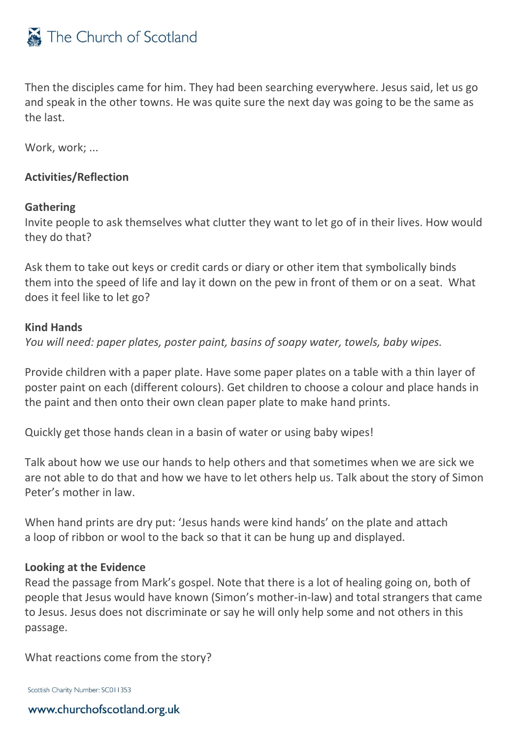Then the disciples came for him. They had been searching everywhere. Jesus said, let us go and speak in the other towns. He was quite sure the next day was going to be the same as the last.

Work, work; ...

**Activities/Reflection**

**Gathering**
Invite people to ask themselves what clutter they want to let go of in their lives. How would they do that?

Ask them to take out keys or credit cards or diary or other item that symbolically binds them into the speed of life and lay it down on the pew in front of them or on a seat. What does it feel like to let go?

**Kind Hands**
*You will need: paper plates, poster paint, basins of soapy water, towels, baby wipes.*

Provide children with a paper plate. Have some paper plates on a table with a thin layer of poster paint on each (different colours). Get children to choose a colour and place hands in the paint and then onto their own clean paper plate to make hand prints.

Quickly get those hands clean in a basin of water or using baby wipes!

Talk about how we use our hands to help others and that sometimes when we are sick we are not able to do that and how we have to let others help us. Talk about the story of Simon Peter's mother in law.

When hand prints are dry put: 'Jesus hands were kind hands' on the plate and attach a loop of ribbon or wool to the back so that it can be hung up and displayed.

**Looking at the Evidence**
Read the passage from Mark's gospel. Note that there is a lot of healing going on, both of people that Jesus would have known (Simon's mother-in-law) and total strangers that came to Jesus. Jesus does not discriminate or say he will only help some and not others in this passage.

What reactions come from the story?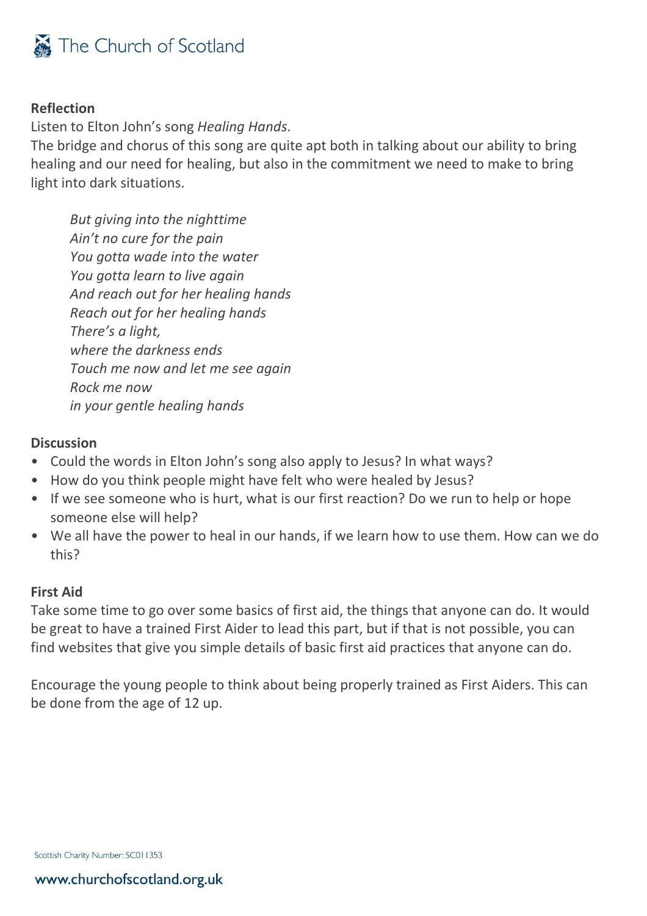**Reflection**

Listen to Elton John's song *Healing Hands*.

The bridge and chorus of this song are quite apt both in talking about our ability to bring healing and our need for healing, but also in the commitment we need to make to bring light into dark situations.

> *But giving into the nighttime*
> *Ain't no cure for the pain*
> *You gotta wade into the water*
> *You gotta learn to live again*
> *And reach out for her healing hands*
> *Reach out for her healing hands*
> *There's a light,*
> *where the darkness ends*
> *Touch me now and let me see again*
> *Rock me now*
> *in your gentle healing hands*

**Discussion**

- Could the words in Elton John's song also apply to Jesus? In what ways?
- How do you think people might have felt who were healed by Jesus?
- If we see someone who is hurt, what is our first reaction? Do we run to help or hope someone else will help?
- We all have the power to heal in our hands, if we learn how to use them. How can we do this?

**First Aid**

Take some time to go over some basics of first aid, the things that anyone can do. It would be great to have a trained First Aider to lead this part, but if that is not possible, you can find websites that give you simple details of basic first aid practices that anyone can do.

Encourage the young people to think about being properly trained as First Aiders. This can be done from the age of 12 up.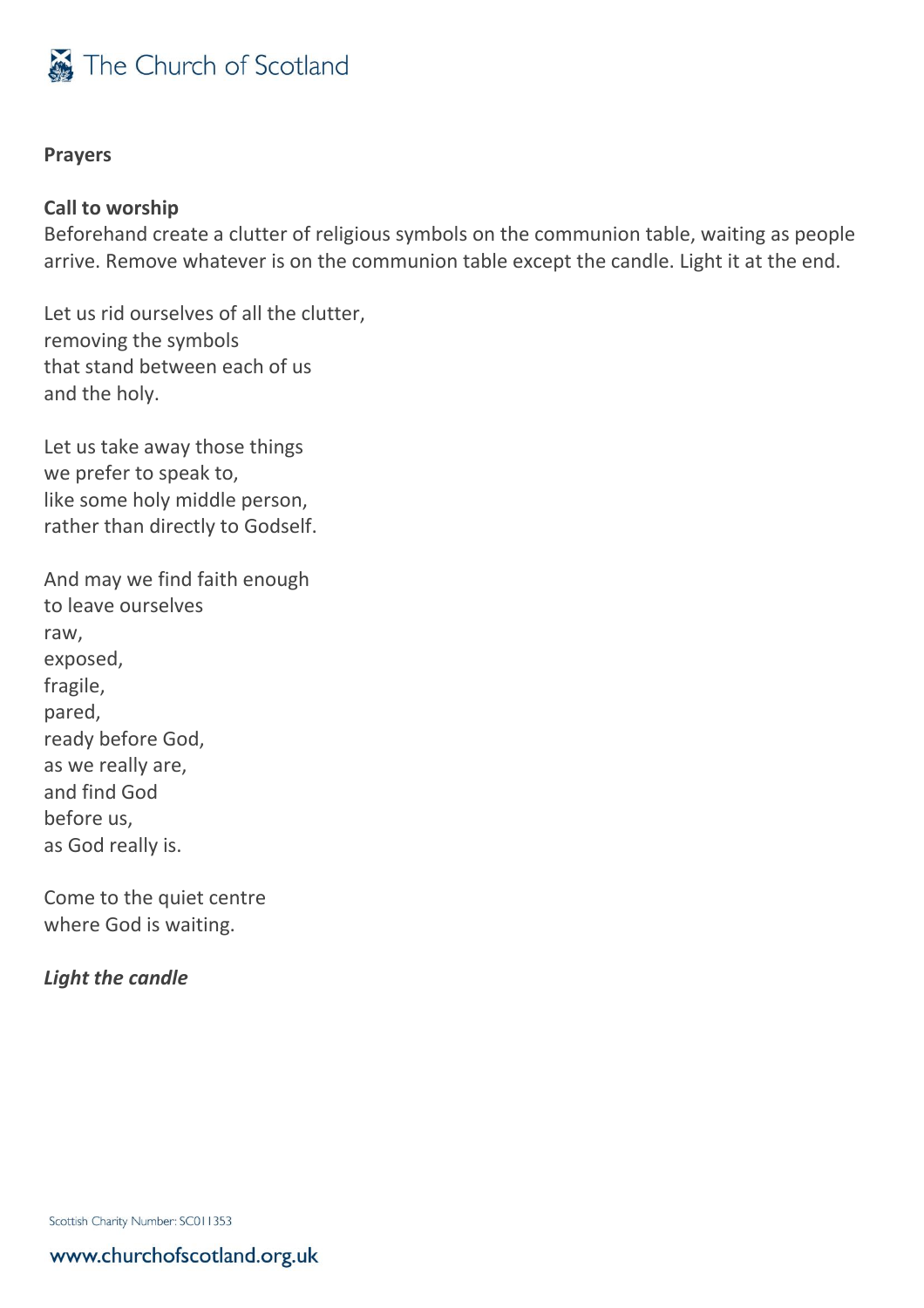**Prayers**

**Call to worship**

Beforehand create a clutter of religious symbols on the communion table, waiting as people arrive. Remove whatever is on the communion table except the candle. Light it at the end.

Let us rid ourselves of all the clutter,
removing the symbols
that stand between each of us
and the holy.

Let us take away those things
we prefer to speak to,
like some holy middle person,
rather than directly to Godself.

And may we find faith enough
to leave ourselves
raw,
exposed,
fragile,
pared,
ready before God,
as we really are,
and find God
before us,
as God really is.

Come to the quiet centre
where God is waiting.

***Light the candle***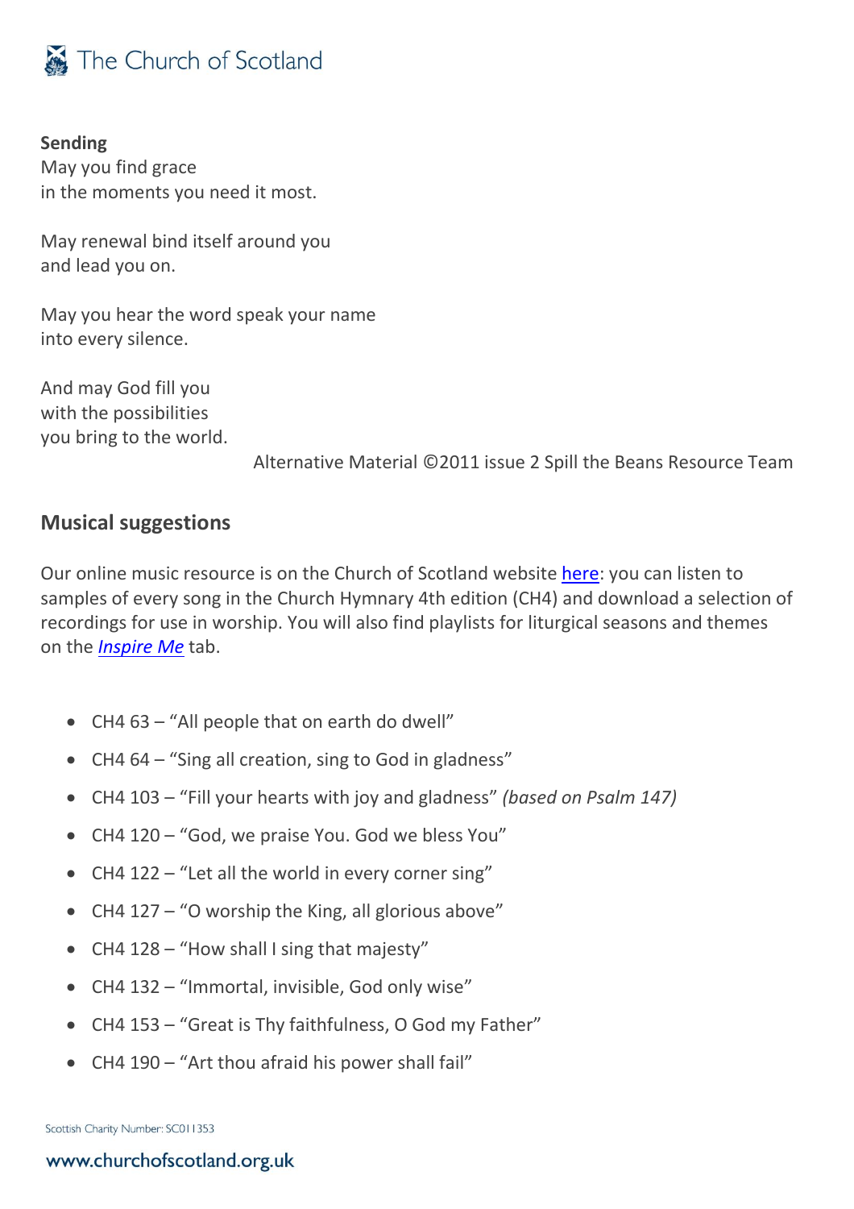**Sending**

May you find grace
in the moments you need it most.

May renewal bind itself around you
and lead you on.

May you hear the word speak your name
into every silence.

And may God fill you
with the possibilities
you bring to the world.

Alternative Material ©2011 issue 2 Spill the Beans Resource Team

## Musical suggestions

Our online music resource is on the Church of Scotland website here: you can listen to samples of every song in the Church Hymnary 4th edition (CH4) and download a selection of recordings for use in worship. You will also find playlists for liturgical seasons and themes on the *Inspire Me* tab.

- CH4 63 – "All people that on earth do dwell"
- CH4 64 – "Sing all creation, sing to God in gladness"
- CH4 103 – "Fill your hearts with joy and gladness" *(based on Psalm 147)*
- CH4 120 – "God, we praise You. God we bless You"
- CH4 122 – "Let all the world in every corner sing"
- CH4 127 – "O worship the King, all glorious above"
- CH4 128 – "How shall I sing that majesty"
- CH4 132 – "Immortal, invisible, God only wise"
- CH4 153 – "Great is Thy faithfulness, O God my Father"
- CH4 190 – "Art thou afraid his power shall fail"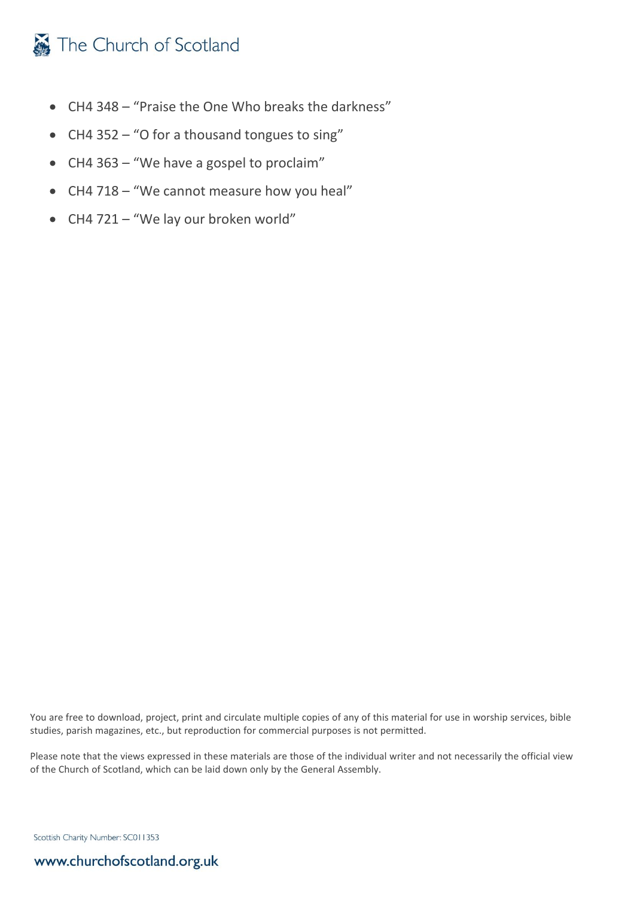- CH4 348 – “Praise the One Who breaks the darkness”
- CH4 352 – “O for a thousand tongues to sing”
- CH4 363 – “We have a gospel to proclaim”
- CH4 718 – “We cannot measure how you heal”
- CH4 721 – “We lay our broken world”

You are free to download, project, print and circulate multiple copies of any of this material for use in worship services, bible studies, parish magazines, etc., but reproduction for commercial purposes is not permitted.

Please note that the views expressed in these materials are those of the individual writer and not necessarily the official view of the Church of Scotland, which can be laid down only by the General Assembly.